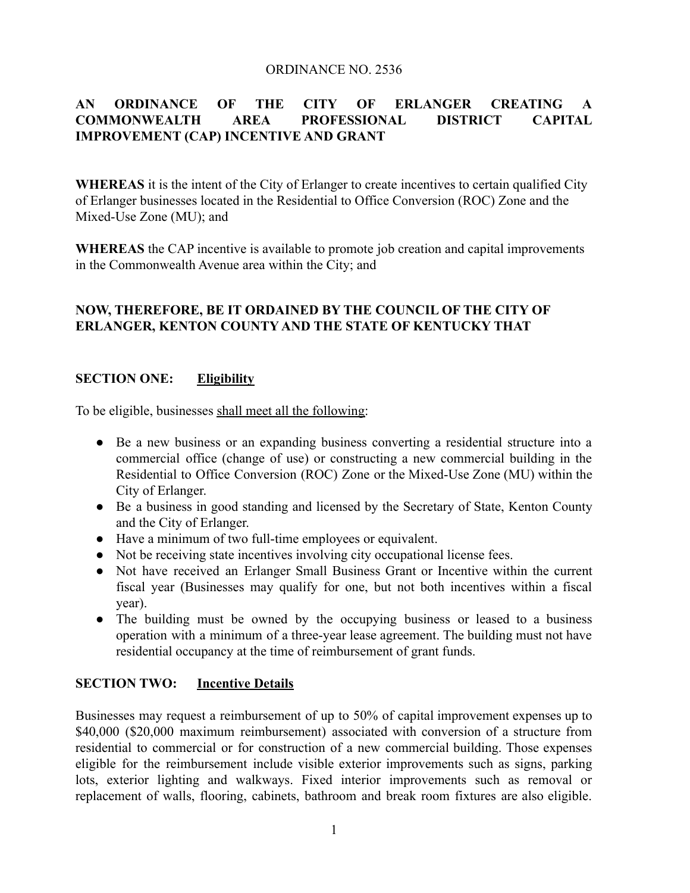ORDINANCE NO. 2536

# AN ORDINANCE OF THE CITY OF ERLANGER CREATING A COMMONWEALTH AREA PROFESSIONAL DISTRICT CAPITAL IMPROVEMENT (CAP) INCENTIVE AND GRANT

**WHEREAS** it is the intent of the City of Erlanger to create incentives to certain qualified City of Erlanger businesses located in the Residential to Office Conversion (ROC) Zone and the Mixed-Use Zone (MU); and

**WHEREAS** the CAP incentive is available to promote job creation and capital improvements in the Commonwealth Avenue area within the City; and

**NOW, THEREFORE, BE IT ORDAINED BY THE COUNCIL OF THE CITY OF ERLANGER, KENTON COUNTY AND THE STATE OF KENTUCKY THAT**

## SECTION ONE: Eligibility

To be eligible, businesses shall meet all the following:

- Be a new business or an expanding business converting a residential structure into a commercial office (change of use) or constructing a new commercial building in the Residential to Office Conversion (ROC) Zone or the Mixed-Use Zone (MU) within the City of Erlanger.
- Be a business in good standing and licensed by the Secretary of State, Kenton County and the City of Erlanger.
- Have a minimum of two full-time employees or equivalent.
- Not be receiving state incentives involving city occupational license fees.
- Not have received an Erlanger Small Business Grant or Incentive within the current fiscal year (Businesses may qualify for one, but not both incentives within a fiscal year).
- The building must be owned by the occupying business or leased to a business operation with a minimum of a three-year lease agreement. The building must not have residential occupancy at the time of reimbursement of grant funds.

## SECTION TWO: Incentive Details

Businesses may request a reimbursement of up to 50% of capital improvement expenses up to $40,000 ($20,000 maximum reimbursement) associated with conversion of a structure from residential to commercial or for construction of a new commercial building. Those expenses eligible for the reimbursement include visible exterior improvements such as signs, parking lots, exterior lighting and walkways. Fixed interior improvements such as removal or replacement of walls, flooring, cabinets, bathroom and break room fixtures are also eligible.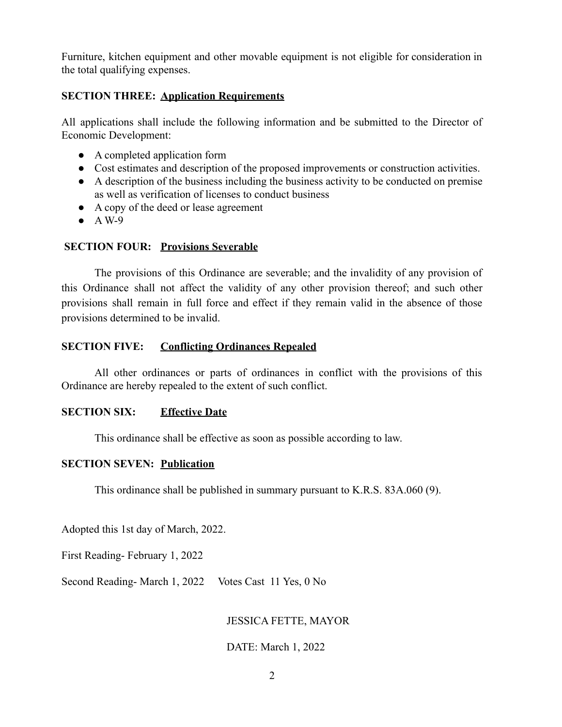Furniture, kitchen equipment and other movable equipment is not eligible for consideration in the total qualifying expenses.

**SECTION THREE: Application Requirements**

All applications shall include the following information and be submitted to the Director of Economic Development:

- A completed application form
- Cost estimates and description of the proposed improvements or construction activities.
- A description of the business including the business activity to be conducted on premise as well as verification of licenses to conduct business
- A copy of the deed or lease agreement
- A W-9

**SECTION FOUR: Provisions Severable**

The provisions of this Ordinance are severable; and the invalidity of any provision of this Ordinance shall not affect the validity of any other provision thereof; and such other provisions shall remain in full force and effect if they remain valid in the absence of those provisions determined to be invalid.

**SECTION FIVE: Conflicting Ordinances Repealed**

All other ordinances or parts of ordinances in conflict with the provisions of this Ordinance are hereby repealed to the extent of such conflict.

**SECTION SIX: Effective Date**

This ordinance shall be effective as soon as possible according to law.

**SECTION SEVEN: Publication**

This ordinance shall be published in summary pursuant to K.R.S. 83A.060 (9).

Adopted this 1st day of March, 2022.

First Reading- February 1, 2022

Second Reading- March 1, 2022 Votes Cast 11 Yes, 0 No

JESSICA FETTE, MAYOR

DATE: March 1, 2022